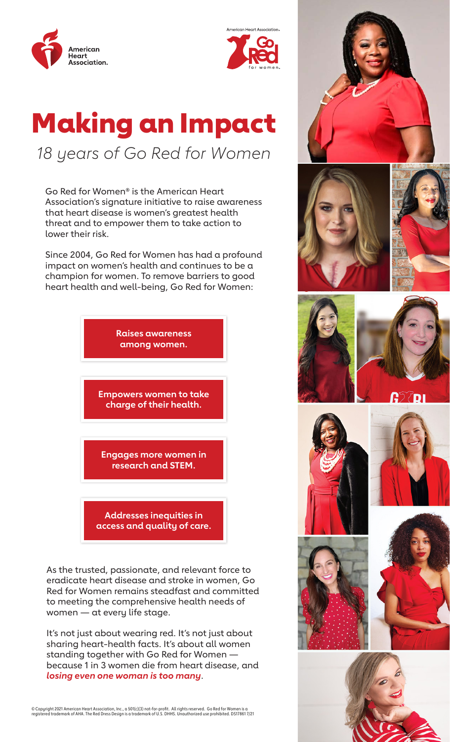American Heart Association.

# Making an Impact

*18 years of Go Red for Women*

Go Red for Women® is the American Heart Association's signature initiative to raise awareness that heart disease is women's greatest health threat and to empower them to take action to lower their risk.

Since 2004, Go Red for Women has had a profound impact on women's health and continues to be a champion for women. To remove barriers to good heart health and well-being, Go Red for Women:

**Raises awareness among women.**

**Empowers women to take charge of their health.**

**Engages more women in research and STEM.**

**Addresses inequities in access and quality of care.**

As the trusted, passionate, and relevant force to eradicate heart disease and stroke in women, Go Red for Women remains steadfast and committed to meeting the comprehensive health needs of women — at every life stage.

It's not just about wearing red. It's not just about sharing heart-health facts. It's about all women standing together with Go Red for Women — because 1 in 3 women die from heart disease, and ***losing even one woman is too many***.

© Copyright 2021 American Heart Association, Inc., a 501(c)(3) not-for-profit. All rights reserved. Go Red for Women is a registered trademark of AHA. The Red Dress Design is a trademark of U.S. DHHS. Unauthorized use prohibited. DS17861 7/21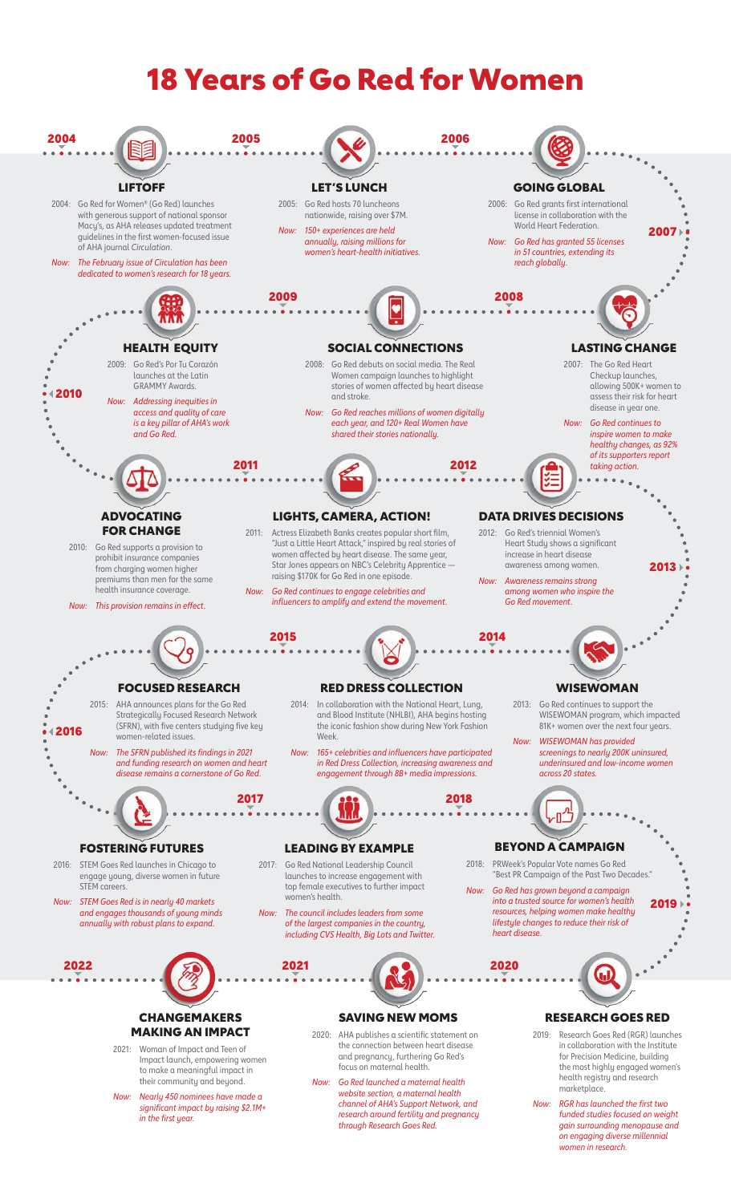# 18 Years of Go Red for Women

## 2004 — LIFTOFF

2004: Go Red for Women® (Go Red) launches with generous support of national sponsor Macy's, as AHA releases updated treatment guidelines in the first women-focused issue of AHA journal *Circulation*.

*Now: The February issue of Circulation has been dedicated to women's research for 18 years.*

## 2005 — LET'S LUNCH

2005: Go Red hosts 70 luncheons nationwide, raising over $7M.

*Now: 150+ experiences are held annually, raising millions for women's heart-health initiatives.*

## 2006 — GOING GLOBAL

2006: Go Red grants first international license in collaboration with the World Heart Federation.

*Now: Go Red has granted 55 licenses in 51 countries, extending its reach globally.*

## 2007 — LASTING CHANGE

2007: The Go Red Heart Checkup launches, allowing 500K+ women to assess their risk for heart disease in year one.

*Now: Go Red continues to inspire women to make healthy changes, as 92% of its supporters report taking action.*

## 2008 — SOCIAL CONNECTIONS

2008: Go Red debuts on social media. The Real Women campaign launches to highlight stories of women affected by heart disease and stroke.

*Now: Go Red reaches millions of women digitally each year, and 120+ Real Women have shared their stories nationally.*

## 2009 — HEALTH EQUITY

2009: Go Red's Por Tu Corazón launches at the Latin GRAMMY Awards.

*Now: Addressing inequities in access and quality of care is a key pillar of AHA's work and Go Red.*

## 2010 — ADVOCATING FOR CHANGE

2010: Go Red supports a provision to prohibit insurance companies from charging women higher premiums than men for the same health insurance coverage.

*Now: This provision remains in effect.*

## 2011 — LIGHTS, CAMERA, ACTION!

2011: Actress Elizabeth Banks creates popular short film, "Just a Little Heart Attack," inspired by real stories of women affected by heart disease. The same year, Star Jones appears on NBC's Celebrity Apprentice — raising $170K for Go Red in one episode.

*Now: Go Red continues to engage celebrities and influencers to amplify and extend the movement.*

## 2012 — DATA DRIVES DECISIONS

2012: Go Red's triennial Women's Heart Study shows a significant increase in heart disease awareness among women.

*Now: Awareness remains strong among women who inspire the Go Red movement.*

## 2013 — WISEWOMAN

2013: Go Red continues to support the WISEWOMAN program, which impacted 81K+ women over the next four years.

*Now: WISEWOMAN has provided screenings to nearly 200K uninsured, underinsured and low-income women across 20 states.*

## 2014 — RED DRESS COLLECTION

2014: In collaboration with the National Heart, Lung, and Blood Institute (NHLBI), AHA begins hosting the iconic fashion show during New York Fashion Week.

*Now: 165+ celebrities and influencers have participated in Red Dress Collection, increasing awareness and engagement through 8B+ media impressions.*

## 2015 — FOCUSED RESEARCH

2015: AHA announces plans for the Go Red Strategically Focused Research Network (SFRN), with five centers studying five key women-related issues.

*Now: The SFRN published its findings in 2021 and funding research on women and heart disease remains a cornerstone of Go Red.*

## 2016 — FOSTERING FUTURES

2016: STEM Goes Red launches in Chicago to engage young, diverse women in future STEM careers.

*Now: STEM Goes Red is in nearly 40 markets and engages thousands of young minds annually with robust plans to expand.*

## 2017 — LEADING BY EXAMPLE

2017: Go Red National Leadership Council launches to increase engagement with top female executives to further impact women's health.

*Now: The council includes leaders from some of the largest companies in the country, including CVS Health, Big Lots and Twitter.*

## 2018 — BEYOND A CAMPAIGN

2018: PRWeek's Popular Vote names Go Red "Best PR Campaign of the Past Two Decades."

*Now: Go Red has grown beyond a campaign into a trusted source for women's health resources, helping women make healthy lifestyle changes to reduce their risk of heart disease.*

## 2019 — RESEARCH GOES RED

2019: Research Goes Red (RGR) launches in collaboration with the Institute for Precision Medicine, building the most highly engaged women's health registry and research marketplace.

*Now: RGR has launched the first two funded studies focused on weight gain surrounding menopause and on engaging diverse millennial women in research.*

## 2020 — SAVING NEW MOMS

2020: AHA publishes a scientific statement on the connection between heart disease and pregnancy, furthering Go Red's focus on maternal health.

*Now: Go Red launched a maternal health website section, a maternal health channel of AHA's Support Network, and research around fertility and pregnancy through Research Goes Red.*

## 2021 — CHANGEMAKERS MAKING AN IMPACT

2021: Woman of Impact and Teen of Impact launch, empowering women to make a meaningful impact in their community and beyond.

*Now: Nearly 450 nominees have made a significant impact by raising $2.1M+ in the first year.*

2022